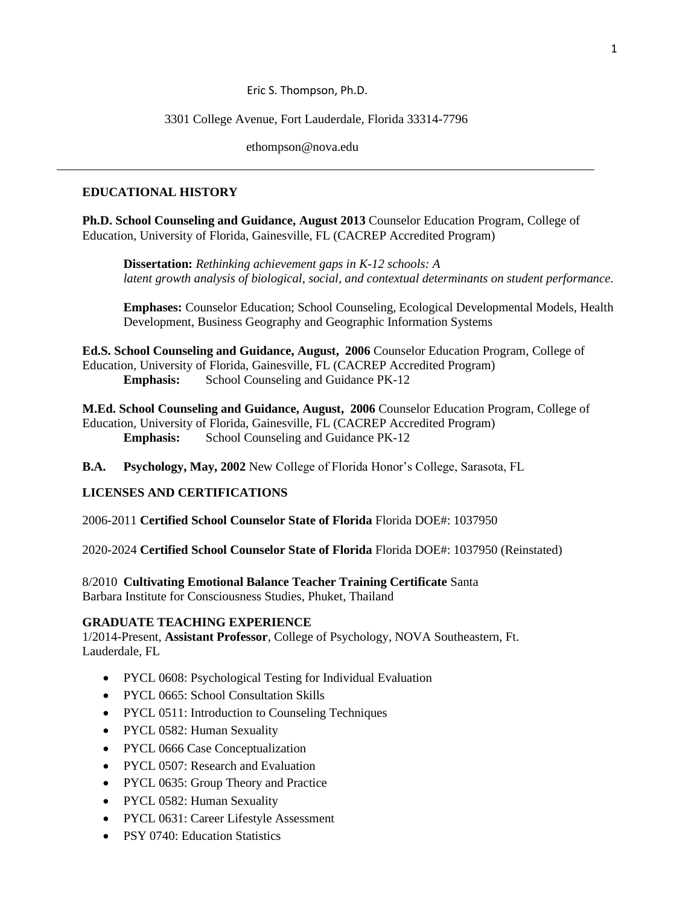Eric S. Thompson, Ph.D.

3301 College Avenue, Fort Lauderdale, Florida 33314-7796

ethompson@nova.edu

---

## EDUCATIONAL HISTORY

**Ph.D. School Counseling and Guidance, August 2013** Counselor Education Program, College of Education, University of Florida, Gainesville, FL (CACREP Accredited Program)

> **Dissertation:** *Rethinking achievement gaps in K-12 schools: A latent growth analysis of biological, social, and contextual determinants on student performance.*
>
> **Emphases:** Counselor Education; School Counseling, Ecological Developmental Models, Health Development, Business Geography and Geographic Information Systems

**Ed.S. School Counseling and Guidance, August, 2006** Counselor Education Program, College of Education, University of Florida, Gainesville, FL (CACREP Accredited Program)
> **Emphasis:** School Counseling and Guidance PK-12

**M.Ed. School Counseling and Guidance, August, 2006** Counselor Education Program, College of Education, University of Florida, Gainesville, FL (CACREP Accredited Program)
> **Emphasis:** School Counseling and Guidance PK-12

**B.A. Psychology, May, 2002** New College of Florida Honor's College, Sarasota, FL

## LICENSES AND CERTIFICATIONS

2006-2011 **Certified School Counselor State of Florida** Florida DOE#: 1037950

2020-2024 **Certified School Counselor State of Florida** Florida DOE#: 1037950 (Reinstated)

8/2010 **Cultivating Emotional Balance Teacher Training Certificate** Santa Barbara Institute for Consciousness Studies, Phuket, Thailand

## GRADUATE TEACHING EXPERIENCE

1/2014-Present, **Assistant Professor**, College of Psychology, NOVA Southeastern, Ft. Lauderdale, FL

- PYCL 0608: Psychological Testing for Individual Evaluation
- PYCL 0665: School Consultation Skills
- PYCL 0511: Introduction to Counseling Techniques
- PYCL 0582: Human Sexuality
- PYCL 0666 Case Conceptualization
- PYCL 0507: Research and Evaluation
- PYCL 0635: Group Theory and Practice
- PYCL 0582: Human Sexuality
- PYCL 0631: Career Lifestyle Assessment
- PSY 0740: Education Statistics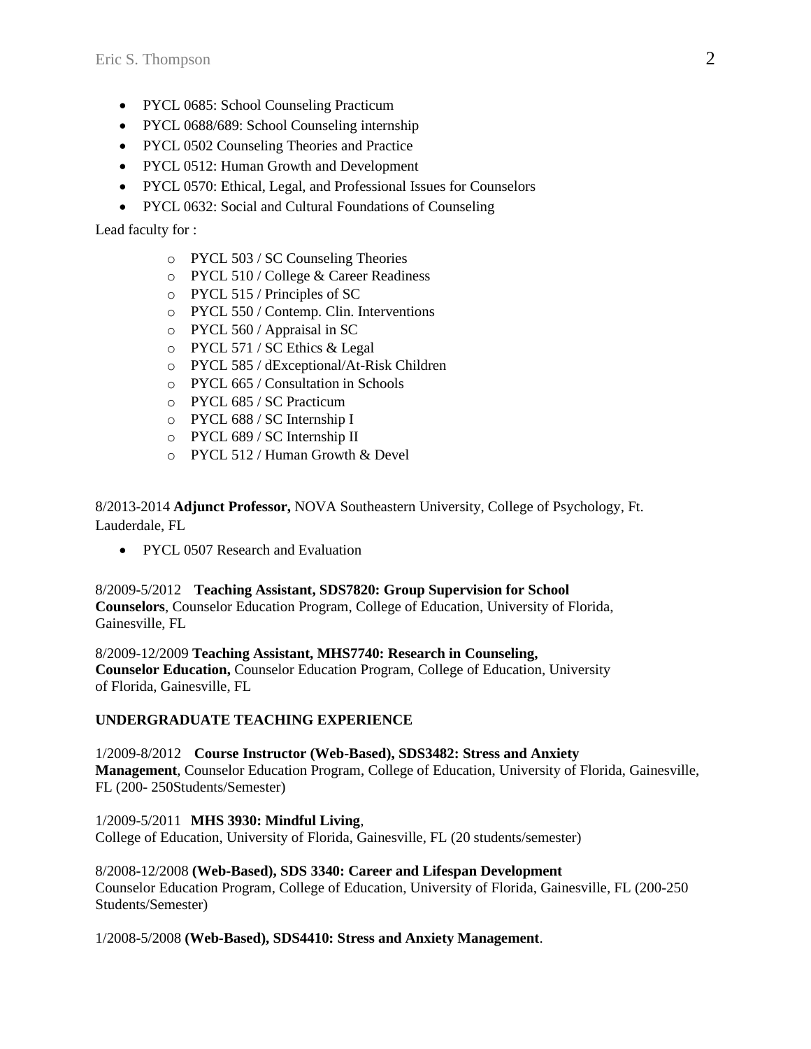- PYCL 0685: School Counseling Practicum
- PYCL 0688/689: School Counseling internship
- PYCL 0502 Counseling Theories and Practice
- PYCL 0512: Human Growth and Development
- PYCL 0570: Ethical, Legal, and Professional Issues for Counselors
- PYCL 0632: Social and Cultural Foundations of Counseling

Lead faculty for :

- PYCL 503 / SC Counseling Theories
- PYCL 510 / College & Career Readiness
- PYCL 515 / Principles of SC
- PYCL 550 / Contemp. Clin. Interventions
- PYCL 560 / Appraisal in SC
- PYCL 571 / SC Ethics & Legal
- PYCL 585 / dExceptional/At-Risk Children
- PYCL 665 / Consultation in Schools
- PYCL 685 / SC Practicum
- PYCL 688 / SC Internship I
- PYCL 689 / SC Internship II
- PYCL 512 / Human Growth & Devel

8/2013-2014 **Adjunct Professor,** NOVA Southeastern University, College of Psychology, Ft. Lauderdale, FL

- PYCL 0507 Research and Evaluation

8/2009-5/2012 **Teaching Assistant, SDS7820: Group Supervision for School Counselors**, Counselor Education Program, College of Education, University of Florida, Gainesville, FL

8/2009-12/2009 **Teaching Assistant, MHS7740: Research in Counseling, Counselor Education,** Counselor Education Program, College of Education, University of Florida, Gainesville, FL

**UNDERGRADUATE TEACHING EXPERIENCE**

1/2009-8/2012 **Course Instructor (Web-Based), SDS3482: Stress and Anxiety Management**, Counselor Education Program, College of Education, University of Florida, Gainesville, FL (200- 250Students/Semester)

1/2009-5/2011 **MHS 3930: Mindful Living**, College of Education, University of Florida, Gainesville, FL (20 students/semester)

8/2008-12/2008 **(Web-Based), SDS 3340: Career and Lifespan Development** Counselor Education Program, College of Education, University of Florida, Gainesville, FL (200-250 Students/Semester)

1/2008-5/2008 **(Web-Based), SDS4410: Stress and Anxiety Management**.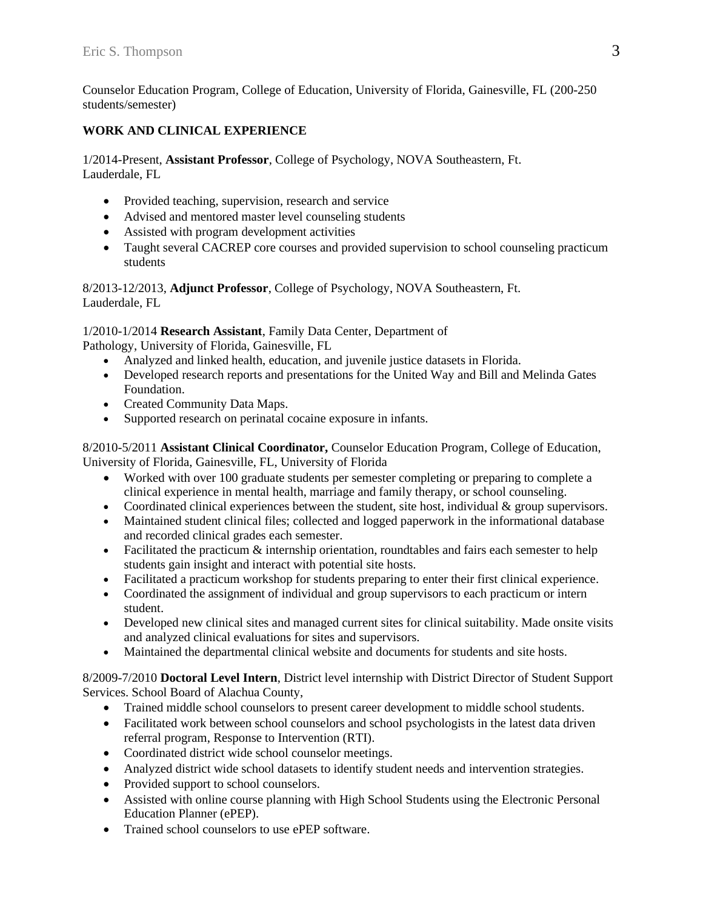Counselor Education Program, College of Education, University of Florida, Gainesville, FL (200-250 students/semester)

## WORK AND CLINICAL EXPERIENCE

1/2014-Present, **Assistant Professor**, College of Psychology, NOVA Southeastern, Ft. Lauderdale, FL

- Provided teaching, supervision, research and service
- Advised and mentored master level counseling students
- Assisted with program development activities
- Taught several CACREP core courses and provided supervision to school counseling practicum students

8/2013-12/2013, **Adjunct Professor**, College of Psychology, NOVA Southeastern, Ft. Lauderdale, FL

1/2010-1/2014 **Research Assistant**, Family Data Center, Department of Pathology, University of Florida, Gainesville, FL

- Analyzed and linked health, education, and juvenile justice datasets in Florida.
- Developed research reports and presentations for the United Way and Bill and Melinda Gates Foundation.
- Created Community Data Maps.
- Supported research on perinatal cocaine exposure in infants.

8/2010-5/2011 **Assistant Clinical Coordinator,** Counselor Education Program, College of Education, University of Florida, Gainesville, FL, University of Florida

- Worked with over 100 graduate students per semester completing or preparing to complete a clinical experience in mental health, marriage and family therapy, or school counseling.
- Coordinated clinical experiences between the student, site host, individual & group supervisors.
- Maintained student clinical files; collected and logged paperwork in the informational database and recorded clinical grades each semester.
- Facilitated the practicum & internship orientation, roundtables and fairs each semester to help students gain insight and interact with potential site hosts.
- Facilitated a practicum workshop for students preparing to enter their first clinical experience.
- Coordinated the assignment of individual and group supervisors to each practicum or intern student.
- Developed new clinical sites and managed current sites for clinical suitability. Made onsite visits and analyzed clinical evaluations for sites and supervisors.
- Maintained the departmental clinical website and documents for students and site hosts.

8/2009-7/2010 **Doctoral Level Intern**, District level internship with District Director of Student Support Services. School Board of Alachua County,

- Trained middle school counselors to present career development to middle school students.
- Facilitated work between school counselors and school psychologists in the latest data driven referral program, Response to Intervention (RTI).
- Coordinated district wide school counselor meetings.
- Analyzed district wide school datasets to identify student needs and intervention strategies.
- Provided support to school counselors.
- Assisted with online course planning with High School Students using the Electronic Personal Education Planner (ePEP).
- Trained school counselors to use ePEP software.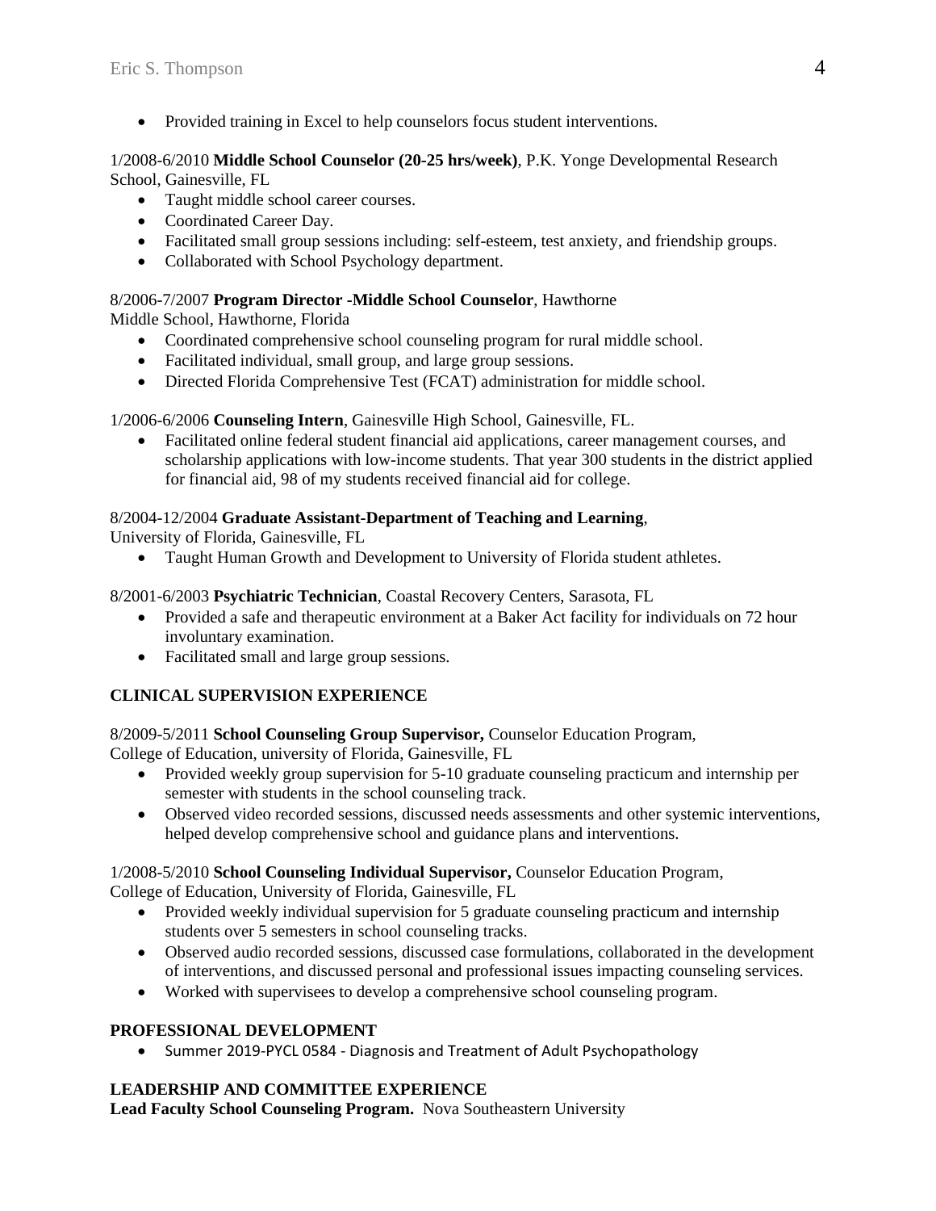- Provided training in Excel to help counselors focus student interventions.

1/2008-6/2010 **Middle School Counselor (20-25 hrs/week)**, P.K. Yonge Developmental Research School, Gainesville, FL

- Taught middle school career courses.
- Coordinated Career Day.
- Facilitated small group sessions including: self-esteem, test anxiety, and friendship groups.
- Collaborated with School Psychology department.

8/2006-7/2007 **Program Director -Middle School Counselor**, Hawthorne Middle School, Hawthorne, Florida

- Coordinated comprehensive school counseling program for rural middle school.
- Facilitated individual, small group, and large group sessions.
- Directed Florida Comprehensive Test (FCAT) administration for middle school.

1/2006-6/2006 **Counseling Intern**, Gainesville High School, Gainesville, FL.

- Facilitated online federal student financial aid applications, career management courses, and scholarship applications with low-income students. That year 300 students in the district applied for financial aid, 98 of my students received financial aid for college.

8/2004-12/2004 **Graduate Assistant-Department of Teaching and Learning**, University of Florida, Gainesville, FL

- Taught Human Growth and Development to University of Florida student athletes.

8/2001-6/2003 **Psychiatric Technician**, Coastal Recovery Centers, Sarasota, FL

- Provided a safe and therapeutic environment at a Baker Act facility for individuals on 72 hour involuntary examination.
- Facilitated small and large group sessions.

## CLINICAL SUPERVISION EXPERIENCE

8/2009-5/2011 **School Counseling Group Supervisor,** Counselor Education Program, College of Education, university of Florida, Gainesville, FL

- Provided weekly group supervision for 5-10 graduate counseling practicum and internship per semester with students in the school counseling track.
- Observed video recorded sessions, discussed needs assessments and other systemic interventions, helped develop comprehensive school and guidance plans and interventions.

1/2008-5/2010 **School Counseling Individual Supervisor,** Counselor Education Program, College of Education, University of Florida, Gainesville, FL

- Provided weekly individual supervision for 5 graduate counseling practicum and internship students over 5 semesters in school counseling tracks.
- Observed audio recorded sessions, discussed case formulations, collaborated in the development of interventions, and discussed personal and professional issues impacting counseling services.
- Worked with supervisees to develop a comprehensive school counseling program.

## PROFESSIONAL DEVELOPMENT

- Summer 2019-PYCL 0584 - Diagnosis and Treatment of Adult Psychopathology

## LEADERSHIP AND COMMITTEE EXPERIENCE

**Lead Faculty School Counseling Program.** Nova Southeastern University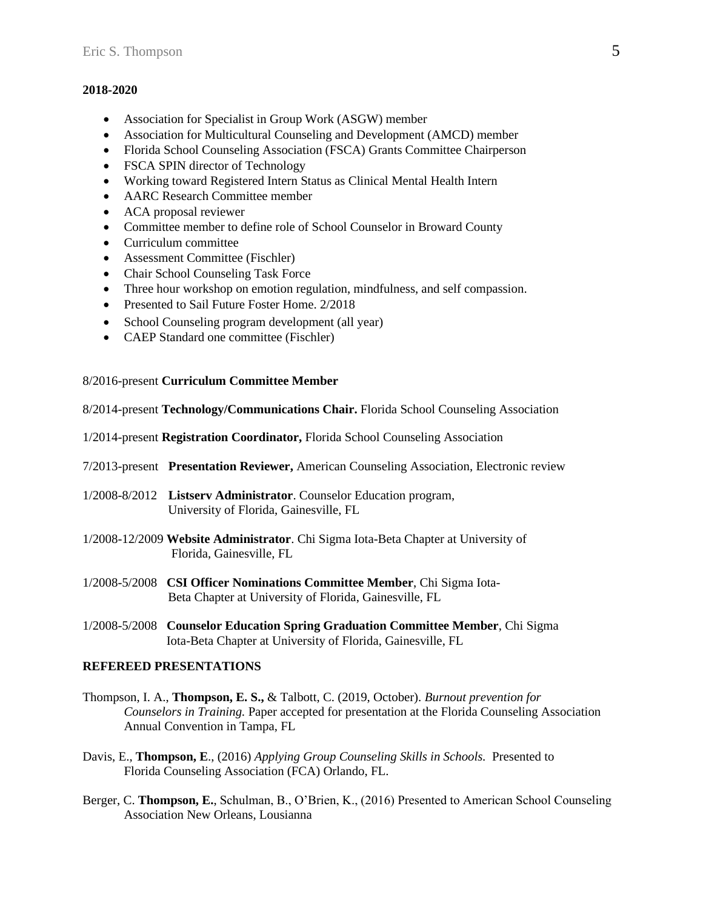**2018-2020**

- Association for Specialist in Group Work (ASGW) member
- Association for Multicultural Counseling and Development (AMCD) member
- Florida School Counseling Association (FSCA) Grants Committee Chairperson
- FSCA SPIN director of Technology
- Working toward Registered Intern Status as Clinical Mental Health Intern
- AARC Research Committee member
- ACA proposal reviewer
- Committee member to define role of School Counselor in Broward County
- Curriculum committee
- Assessment Committee (Fischler)
- Chair School Counseling Task Force
- Three hour workshop on emotion regulation, mindfulness, and self compassion.
- Presented to Sail Future Foster Home. 2/2018
- School Counseling program development (all year)
- CAEP Standard one committee (Fischler)

8/2016-present **Curriculum Committee Member**

8/2014-present **Technology/Communications Chair.** Florida School Counseling Association

1/2014-present **Registration Coordinator,** Florida School Counseling Association

7/2013-present **Presentation Reviewer,** American Counseling Association, Electronic review

1/2008-8/2012 **Listserv Administrator**. Counselor Education program, University of Florida, Gainesville, FL

1/2008-12/2009 **Website Administrator**. Chi Sigma Iota-Beta Chapter at University of Florida, Gainesville, FL

1/2008-5/2008 **CSI Officer Nominations Committee Member**, Chi Sigma Iota-Beta Chapter at University of Florida, Gainesville, FL

1/2008-5/2008 **Counselor Education Spring Graduation Committee Member**, Chi Sigma Iota-Beta Chapter at University of Florida, Gainesville, FL

## REFEREED PRESENTATIONS

Thompson, I. A., **Thompson, E. S.,** & Talbott, C. (2019, October). *Burnout prevention for Counselors in Training.* Paper accepted for presentation at the Florida Counseling Association Annual Convention in Tampa, FL

Davis, E., **Thompson, E**., (2016) *Applying Group Counseling Skills in Schools.* Presented to Florida Counseling Association (FCA) Orlando, FL.

Berger, C. **Thompson, E.**, Schulman, B., O'Brien, K., (2016) Presented to American School Counseling Association New Orleans, Lousianna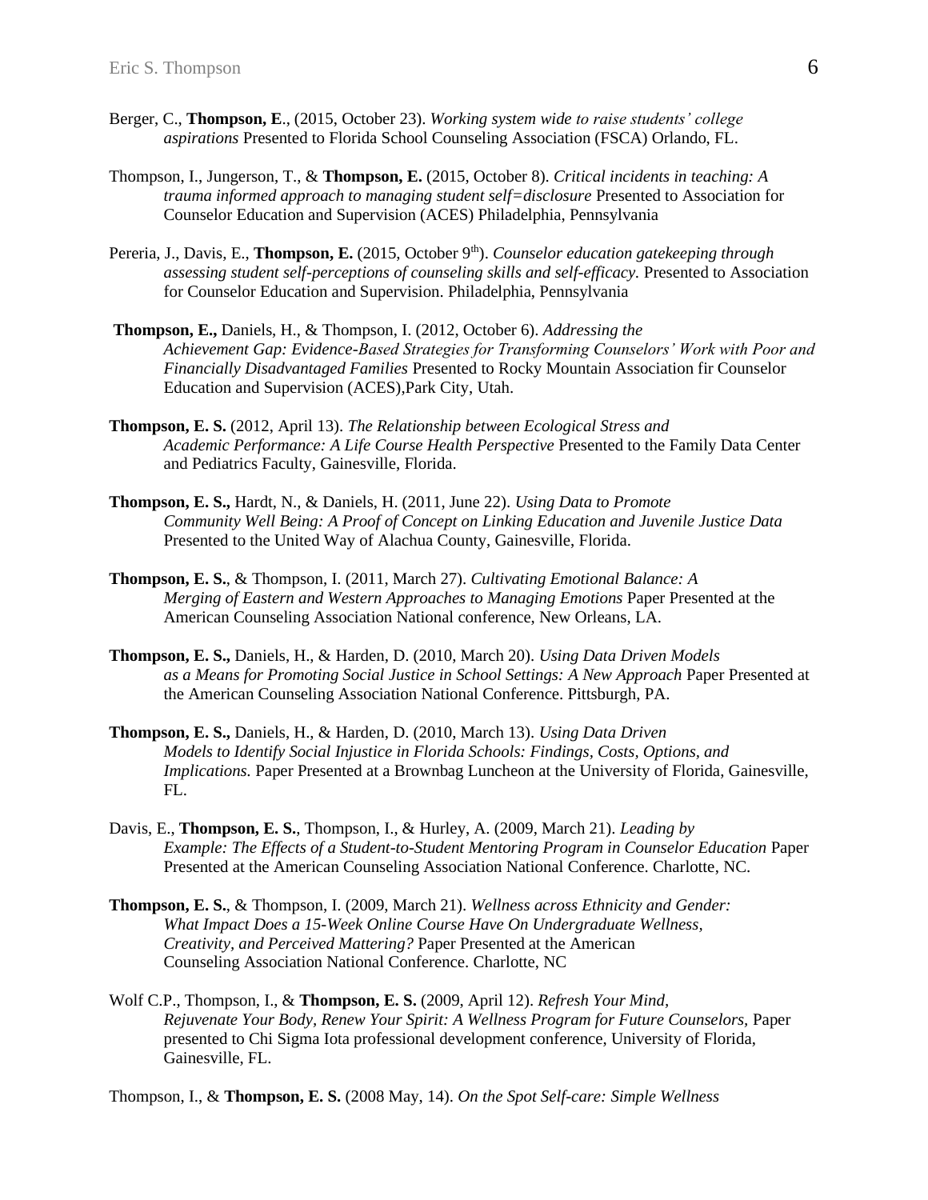Berger, C., **Thompson, E**., (2015, October 23). *Working system wide to raise students' college aspirations* Presented to Florida School Counseling Association (FSCA) Orlando, FL.

Thompson, I., Jungerson, T., & **Thompson, E.** (2015, October 8). *Critical incidents in teaching: A trauma informed approach to managing student self=disclosure* Presented to Association for Counselor Education and Supervision (ACES) Philadelphia, Pennsylvania

Pereria, J., Davis, E., **Thompson, E.** (2015, October 9th). *Counselor education gatekeeping through assessing student self-perceptions of counseling skills and self-efficacy.* Presented to Association for Counselor Education and Supervision. Philadelphia, Pennsylvania

**Thompson, E.,** Daniels, H., & Thompson, I. (2012, October 6). *Addressing the Achievement Gap: Evidence-Based Strategies for Transforming Counselors' Work with Poor and Financially Disadvantaged Families* Presented to Rocky Mountain Association fir Counselor Education and Supervision (ACES),Park City, Utah.

**Thompson, E. S.** (2012, April 13). *The Relationship between Ecological Stress and Academic Performance: A Life Course Health Perspective* Presented to the Family Data Center and Pediatrics Faculty, Gainesville, Florida.

**Thompson, E. S.,** Hardt, N., & Daniels, H. (2011, June 22). *Using Data to Promote Community Well Being: A Proof of Concept on Linking Education and Juvenile Justice Data* Presented to the United Way of Alachua County, Gainesville, Florida.

**Thompson, E. S.**, & Thompson, I. (2011, March 27). *Cultivating Emotional Balance: A Merging of Eastern and Western Approaches to Managing Emotions* Paper Presented at the American Counseling Association National conference, New Orleans, LA.

**Thompson, E. S.,** Daniels, H., & Harden, D. (2010, March 20). *Using Data Driven Models as a Means for Promoting Social Justice in School Settings: A New Approach* Paper Presented at the American Counseling Association National Conference. Pittsburgh, PA.

**Thompson, E. S.,** Daniels, H., & Harden, D. (2010, March 13). *Using Data Driven Models to Identify Social Injustice in Florida Schools: Findings, Costs, Options, and Implications.* Paper Presented at a Brownbag Luncheon at the University of Florida, Gainesville, FL.

Davis, E., **Thompson, E. S.**, Thompson, I., & Hurley, A. (2009, March 21). *Leading by Example: The Effects of a Student-to-Student Mentoring Program in Counselor Education* Paper Presented at the American Counseling Association National Conference. Charlotte, NC.

**Thompson, E. S.**, & Thompson, I. (2009, March 21). *Wellness across Ethnicity and Gender: What Impact Does a 15-Week Online Course Have On Undergraduate Wellness, Creativity, and Perceived Mattering?* Paper Presented at the American Counseling Association National Conference. Charlotte, NC

Wolf C.P., Thompson, I., & **Thompson, E. S.** (2009, April 12). *Refresh Your Mind, Rejuvenate Your Body, Renew Your Spirit: A Wellness Program for Future Counselors*, Paper presented to Chi Sigma Iota professional development conference, University of Florida, Gainesville, FL.

Thompson, I., & **Thompson, E. S.** (2008 May, 14). *On the Spot Self-care: Simple Wellness*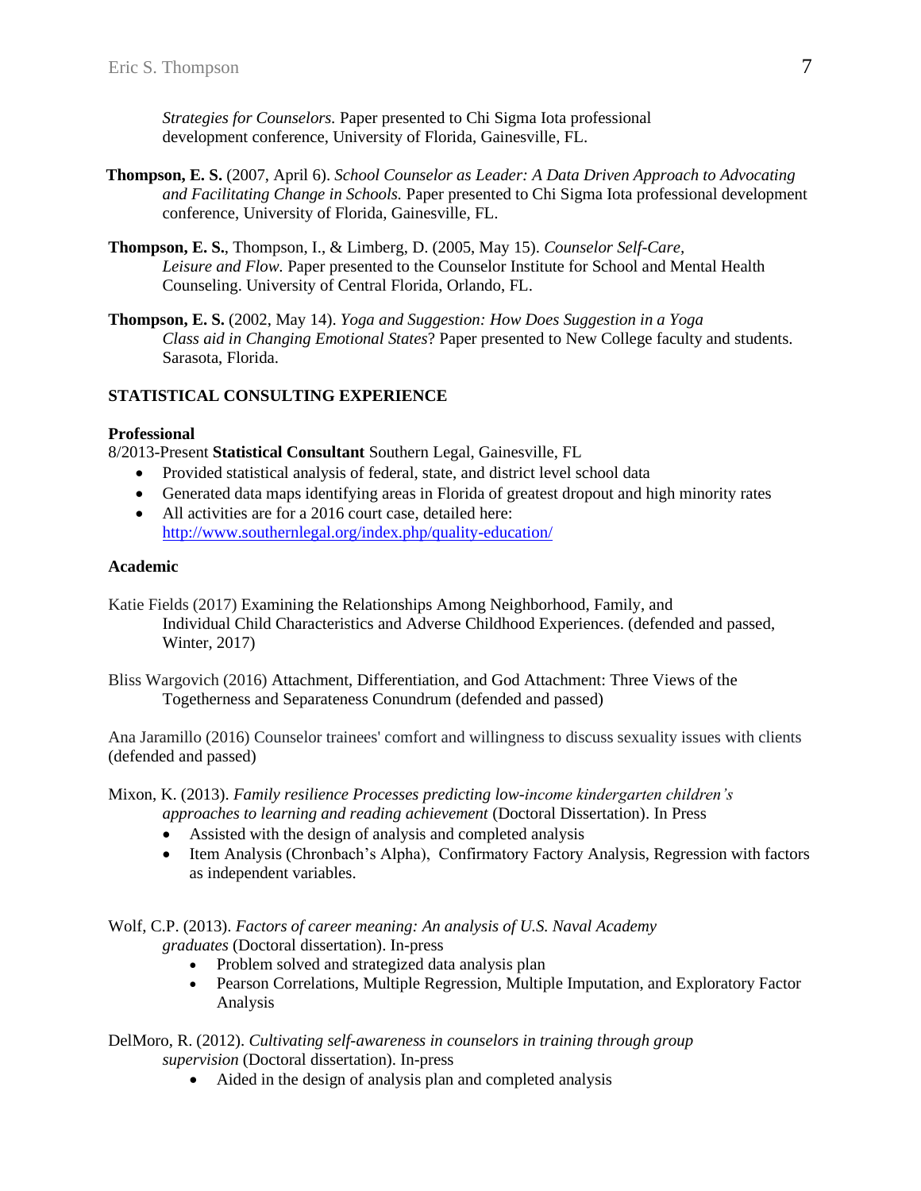*Strategies for Counselors.* Paper presented to Chi Sigma Iota professional development conference, University of Florida, Gainesville, FL.

**Thompson, E. S.** (2007, April 6). *School Counselor as Leader: A Data Driven Approach to Advocating and Facilitating Change in Schools.* Paper presented to Chi Sigma Iota professional development conference, University of Florida, Gainesville, FL.

**Thompson, E. S.**, Thompson, I., & Limberg, D. (2005, May 15). *Counselor Self-Care, Leisure and Flow.* Paper presented to the Counselor Institute for School and Mental Health Counseling. University of Central Florida, Orlando, FL.

**Thompson, E. S.** (2002, May 14). *Yoga and Suggestion: How Does Suggestion in a Yoga Class aid in Changing Emotional States*? Paper presented to New College faculty and students. Sarasota, Florida.

## STATISTICAL CONSULTING EXPERIENCE

### Professional

8/2013-Present **Statistical Consultant** Southern Legal, Gainesville, FL

- Provided statistical analysis of federal, state, and district level school data
- Generated data maps identifying areas in Florida of greatest dropout and high minority rates
- All activities are for a 2016 court case, detailed here: http://www.southernlegal.org/index.php/quality-education/

### Academic

Katie Fields (2017) Examining the Relationships Among Neighborhood, Family, and Individual Child Characteristics and Adverse Childhood Experiences. (defended and passed, Winter, 2017)

Bliss Wargovich (2016) Attachment, Differentiation, and God Attachment: Three Views of the Togetherness and Separateness Conundrum (defended and passed)

Ana Jaramillo (2016) Counselor trainees' comfort and willingness to discuss sexuality issues with clients (defended and passed)

Mixon, K. (2013). *Family resilience Processes predicting low-income kindergarten children's approaches to learning and reading achievement* (Doctoral Dissertation). In Press

- Assisted with the design of analysis and completed analysis
- Item Analysis (Chronbach's Alpha), Confirmatory Factory Analysis, Regression with factors as independent variables.

Wolf, C.P. (2013). *Factors of career meaning: An analysis of U.S. Naval Academy graduates* (Doctoral dissertation). In-press

- Problem solved and strategized data analysis plan
- Pearson Correlations, Multiple Regression, Multiple Imputation, and Exploratory Factor Analysis

DelMoro, R. (2012). *Cultivating self-awareness in counselors in training through group supervision* (Doctoral dissertation). In-press

- Aided in the design of analysis plan and completed analysis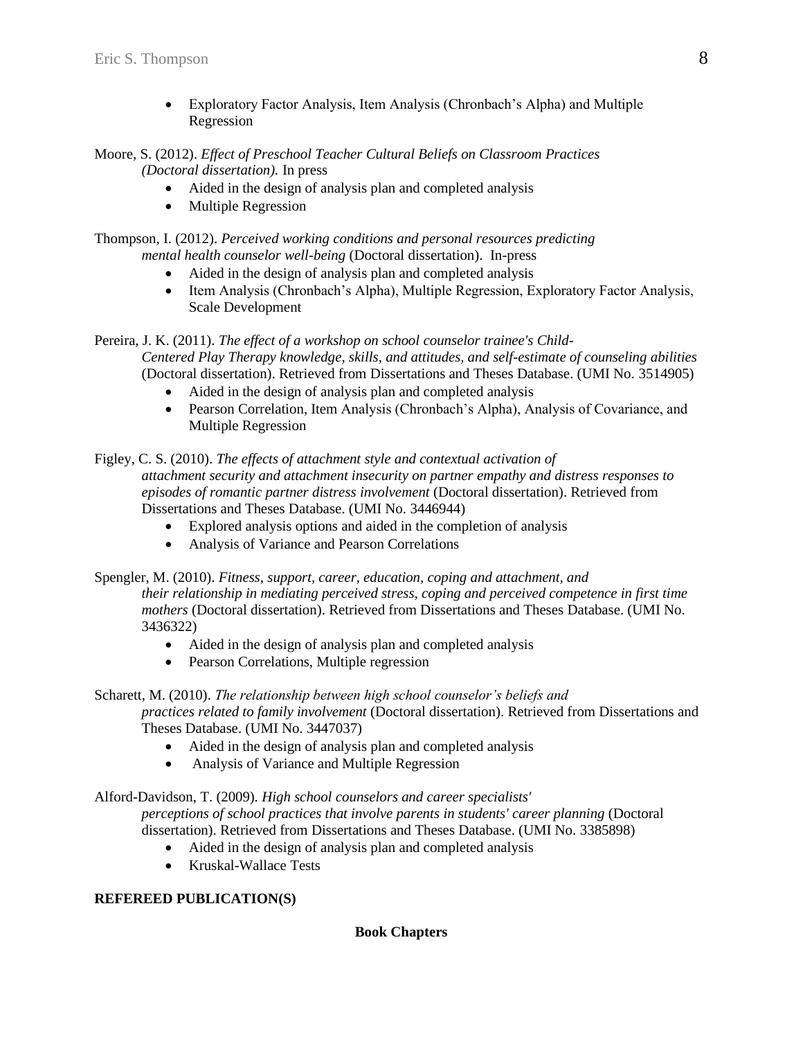- Exploratory Factor Analysis, Item Analysis (Chronbach's Alpha) and Multiple Regression

Moore, S. (2012). *Effect of Preschool Teacher Cultural Beliefs on Classroom Practices (Doctoral dissertation).* In press

- Aided in the design of analysis plan and completed analysis
- Multiple Regression

Thompson, I. (2012). *Perceived working conditions and personal resources predicting mental health counselor well-being* (Doctoral dissertation). In-press

- Aided in the design of analysis plan and completed analysis
- Item Analysis (Chronbach's Alpha), Multiple Regression, Exploratory Factor Analysis, Scale Development

Pereira, J. K. (2011). *The effect of a workshop on school counselor trainee's Child-Centered Play Therapy knowledge, skills, and attitudes, and self-estimate of counseling abilities* (Doctoral dissertation). Retrieved from Dissertations and Theses Database. (UMI No. 3514905)

- Aided in the design of analysis plan and completed analysis
- Pearson Correlation, Item Analysis (Chronbach's Alpha), Analysis of Covariance, and Multiple Regression

Figley, C. S. (2010). *The effects of attachment style and contextual activation of attachment security and attachment insecurity on partner empathy and distress responses to episodes of romantic partner distress involvement* (Doctoral dissertation). Retrieved from Dissertations and Theses Database. (UMI No. 3446944)

- Explored analysis options and aided in the completion of analysis
- Analysis of Variance and Pearson Correlations

Spengler, M. (2010). *Fitness, support, career, education, coping and attachment, and their relationship in mediating perceived stress, coping and perceived competence in first time mothers* (Doctoral dissertation). Retrieved from Dissertations and Theses Database. (UMI No. 3436322)

- Aided in the design of analysis plan and completed analysis
- Pearson Correlations, Multiple regression

Scharett, M. (2010). *The relationship between high school counselor's beliefs and practices related to family involvement* (Doctoral dissertation). Retrieved from Dissertations and Theses Database. (UMI No. 3447037)

- Aided in the design of analysis plan and completed analysis
- Analysis of Variance and Multiple Regression

Alford-Davidson, T. (2009). *High school counselors and career specialists' perceptions of school practices that involve parents in students' career planning* (Doctoral dissertation). Retrieved from Dissertations and Theses Database. (UMI No. 3385898)

- Aided in the design of analysis plan and completed analysis
- Kruskal-Wallace Tests

**REFEREED PUBLICATION(S)**

**Book Chapters**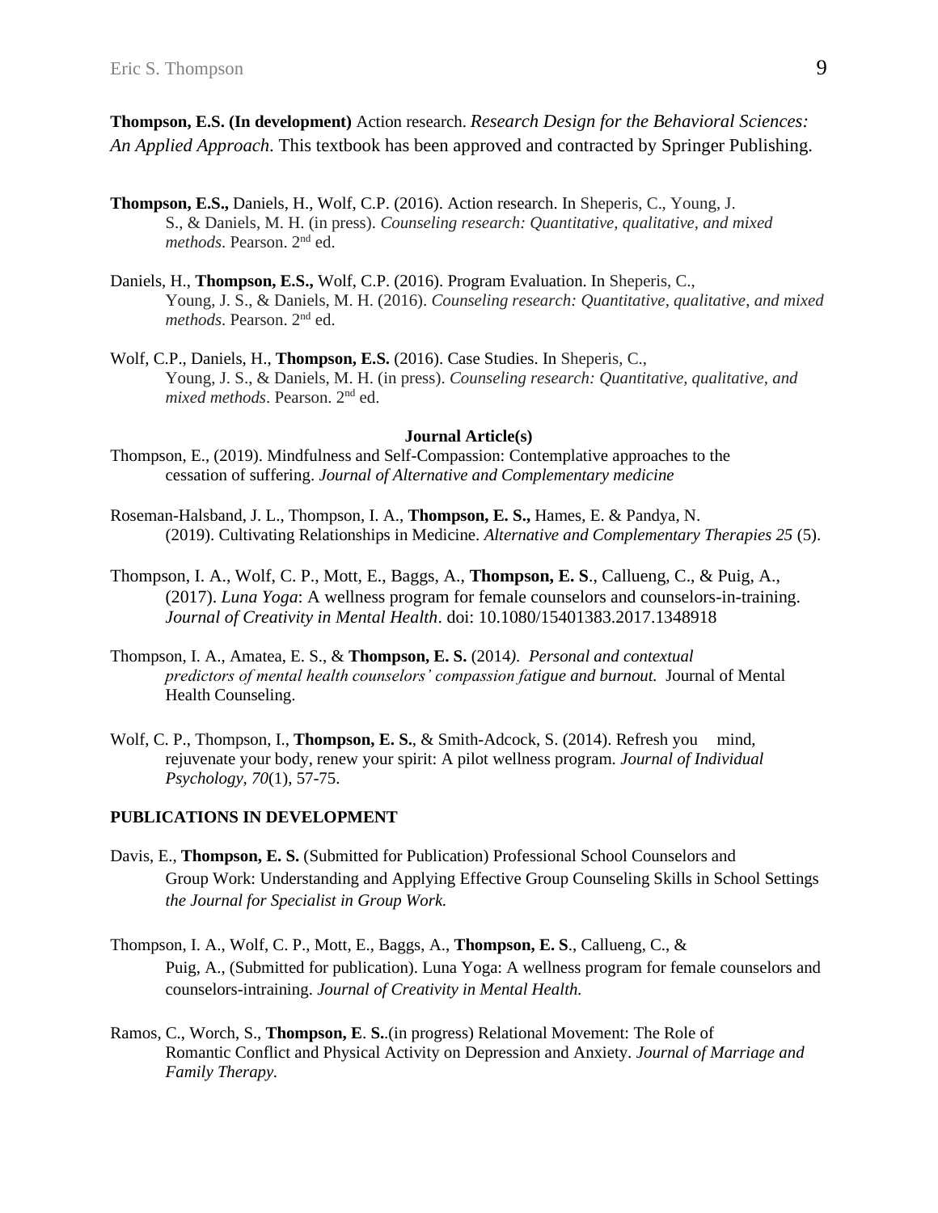**Thompson, E.S. (In development)** Action research. *Research Design for the Behavioral Sciences: An Applied Approach.* This textbook has been approved and contracted by Springer Publishing.

**Thompson, E.S.,** Daniels, H., Wolf, C.P. (2016). Action research. In Sheperis, C., Young, J. S., & Daniels, M. H. (in press). *Counseling research: Quantitative, qualitative, and mixed methods*. Pearson. 2nd ed.

Daniels, H., **Thompson, E.S.,** Wolf, C.P. (2016). Program Evaluation. In Sheperis, C., Young, J. S., & Daniels, M. H. (2016). *Counseling research: Quantitative, qualitative, and mixed methods*. Pearson. 2nd ed.

Wolf, C.P., Daniels, H., **Thompson, E.S.** (2016). Case Studies. In Sheperis, C., Young, J. S., & Daniels, M. H. (in press). *Counseling research: Quantitative, qualitative, and mixed methods*. Pearson. 2nd ed.

**Journal Article(s)**

Thompson, E., (2019). Mindfulness and Self-Compassion: Contemplative approaches to the cessation of suffering. *Journal of Alternative and Complementary medicine*

Roseman-Halsband, J. L., Thompson, I. A., **Thompson, E. S.,** Hames, E. & Pandya, N. (2019). Cultivating Relationships in Medicine. *Alternative and Complementary Therapies 25* (5).

Thompson, I. A., Wolf, C. P., Mott, E., Baggs, A., **Thompson, E. S**., Callueng, C., & Puig, A., (2017). *Luna Yoga*: A wellness program for female counselors and counselors-in-training. *Journal of Creativity in Mental Health*. doi: 10.1080/15401383.2017.1348918

Thompson, I. A., Amatea, E. S., & **Thompson, E. S.** (2014*). Personal and contextual predictors of mental health counselors' compassion fatigue and burnout.* Journal of Mental Health Counseling.

Wolf, C. P., Thompson, I., **Thompson, E. S.**, & Smith-Adcock, S. (2014). Refresh you mind, rejuvenate your body, renew your spirit: A pilot wellness program. *Journal of Individual Psychology, 70*(1), 57-75.

**PUBLICATIONS IN DEVELOPMENT**

Davis, E., **Thompson, E. S.** (Submitted for Publication) Professional School Counselors and Group Work: Understanding and Applying Effective Group Counseling Skills in School Settings *the Journal for Specialist in Group Work.*

Thompson, I. A., Wolf, C. P., Mott, E., Baggs, A., **Thompson, E. S**., Callueng, C., & Puig, A., (Submitted for publication). Luna Yoga: A wellness program for female counselors and counselors-intraining. *Journal of Creativity in Mental Health.*

Ramos, C., Worch, S., **Thompson, E**. **S.**.(in progress) Relational Movement: The Role of Romantic Conflict and Physical Activity on Depression and Anxiety. *Journal of Marriage and Family Therapy.*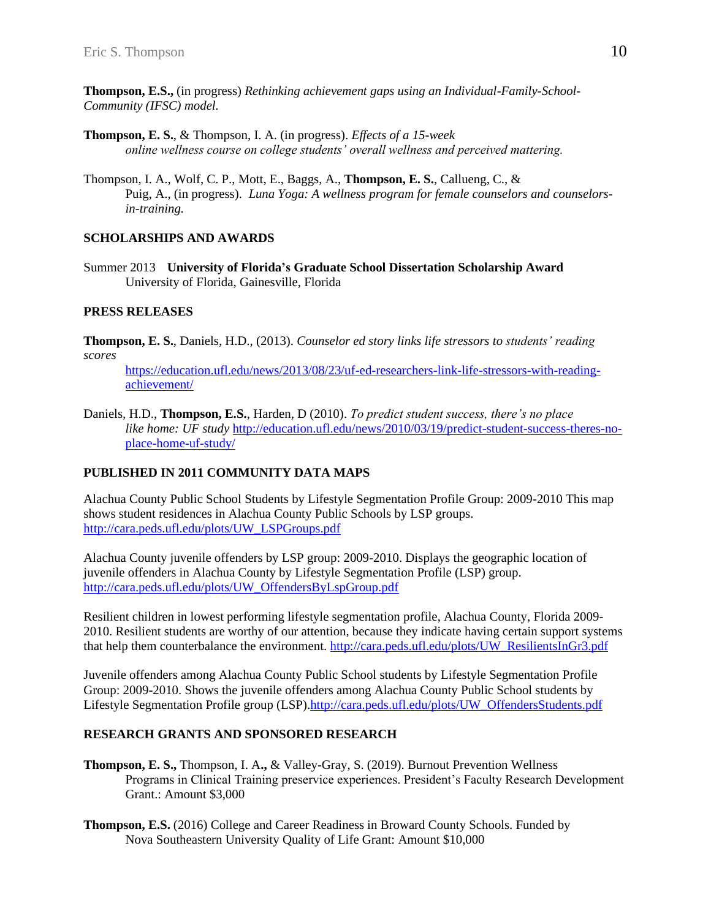**Thompson, E.S.,** (in progress) *Rethinking achievement gaps using an Individual-Family-School-Community (IFSC) model.*

**Thompson, E. S.**, & Thompson, I. A. (in progress). *Effects of a 15-week online wellness course on college students' overall wellness and perceived mattering.*

Thompson, I. A., Wolf, C. P., Mott, E., Baggs, A., **Thompson, E. S.**, Callueng, C., & Puig, A., (in progress). *Luna Yoga: A wellness program for female counselors and counselors-in-training.*

## SCHOLARSHIPS AND AWARDS

Summer 2013 **University of Florida's Graduate School Dissertation Scholarship Award**
University of Florida, Gainesville, Florida

## PRESS RELEASES

**Thompson, E. S.**, Daniels, H.D., (2013). *Counselor ed story links life stressors to students' reading scores*
https://education.ufl.edu/news/2013/08/23/uf-ed-researchers-link-life-stressors-with-reading-achievement/

Daniels, H.D., **Thompson, E.S.**, Harden, D (2010). *To predict student success, there's no place like home: UF study* http://education.ufl.edu/news/2010/03/19/predict-student-success-theres-no-place-home-uf-study/

## PUBLISHED IN 2011 COMMUNITY DATA MAPS

Alachua County Public School Students by Lifestyle Segmentation Profile Group: 2009-2010 This map shows student residences in Alachua County Public Schools by LSP groups.
http://cara.peds.ufl.edu/plots/UW_LSPGroups.pdf

Alachua County juvenile offenders by LSP group: 2009-2010. Displays the geographic location of juvenile offenders in Alachua County by Lifestyle Segmentation Profile (LSP) group.
http://cara.peds.ufl.edu/plots/UW_OffendersByLspGroup.pdf

Resilient children in lowest performing lifestyle segmentation profile, Alachua County, Florida 2009-2010. Resilient students are worthy of our attention, because they indicate having certain support systems that help them counterbalance the environment. http://cara.peds.ufl.edu/plots/UW_ResilientsInGr3.pdf

Juvenile offenders among Alachua County Public School students by Lifestyle Segmentation Profile Group: 2009-2010. Shows the juvenile offenders among Alachua County Public School students by Lifestyle Segmentation Profile group (LSP).http://cara.peds.ufl.edu/plots/UW_OffendersStudents.pdf

## RESEARCH GRANTS AND SPONSORED RESEARCH

**Thompson, E. S.,** Thompson, I. A**.,** & Valley-Gray, S. (2019). Burnout Prevention Wellness Programs in Clinical Training preservice experiences. President's Faculty Research Development Grant.: Amount $3,000

**Thompson, E.S.** (2016) College and Career Readiness in Broward County Schools. Funded by Nova Southeastern University Quality of Life Grant: Amount $10,000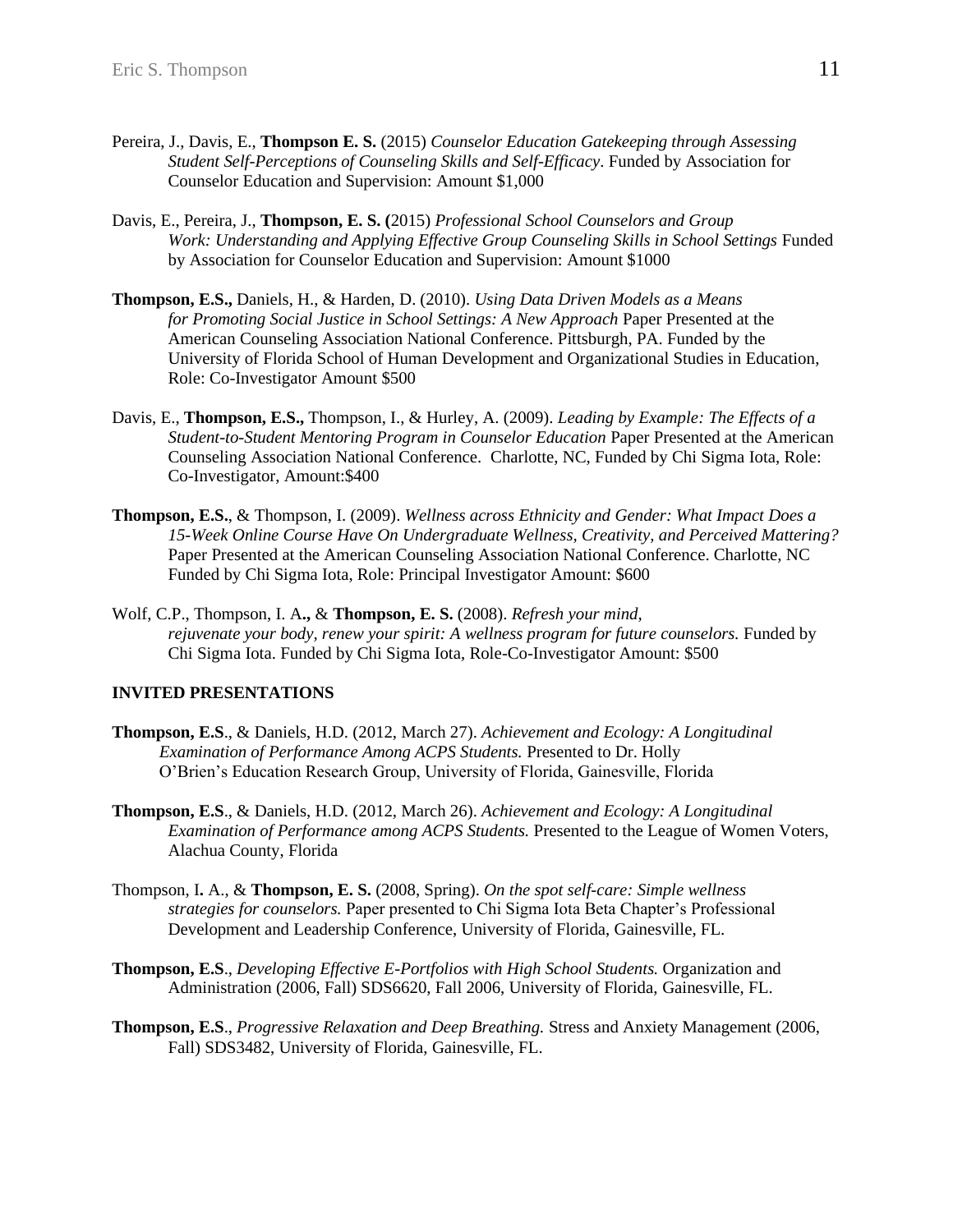Pereira, J., Davis, E., **Thompson E. S.** (2015) *Counselor Education Gatekeeping through Assessing Student Self-Perceptions of Counseling Skills and Self-Efficacy*. Funded by Association for Counselor Education and Supervision: Amount $1,000

Davis, E., Pereira, J., **Thompson, E. S. (**2015) *Professional School Counselors and Group Work: Understanding and Applying Effective Group Counseling Skills in School Settings* Funded by Association for Counselor Education and Supervision: Amount $1000

**Thompson, E.S.,** Daniels, H., & Harden, D. (2010). *Using Data Driven Models as a Means for Promoting Social Justice in School Settings: A New Approach* Paper Presented at the American Counseling Association National Conference. Pittsburgh, PA. Funded by the University of Florida School of Human Development and Organizational Studies in Education, Role: Co-Investigator Amount $500

Davis, E., **Thompson, E.S.,** Thompson, I., & Hurley, A. (2009). *Leading by Example: The Effects of a Student-to-Student Mentoring Program in Counselor Education* Paper Presented at the American Counseling Association National Conference. Charlotte, NC, Funded by Chi Sigma Iota, Role: Co-Investigator, Amount:$400

**Thompson, E.S.**, & Thompson, I. (2009). *Wellness across Ethnicity and Gender: What Impact Does a 15-Week Online Course Have On Undergraduate Wellness, Creativity, and Perceived Mattering?* Paper Presented at the American Counseling Association National Conference. Charlotte, NC Funded by Chi Sigma Iota, Role: Principal Investigator Amount: $600

Wolf, C.P., Thompson, I. A**.,** & **Thompson, E. S.** (2008). *Refresh your mind, rejuvenate your body, renew your spirit: A wellness program for future counselors.* Funded by Chi Sigma Iota. Funded by Chi Sigma Iota, Role-Co-Investigator Amount: $500

**INVITED PRESENTATIONS**

**Thompson, E.S**., & Daniels, H.D. (2012, March 27). *Achievement and Ecology: A Longitudinal Examination of Performance Among ACPS Students.* Presented to Dr. Holly O'Brien's Education Research Group, University of Florida, Gainesville, Florida

**Thompson, E.S**., & Daniels, H.D. (2012, March 26). *Achievement and Ecology: A Longitudinal Examination of Performance among ACPS Students.* Presented to the League of Women Voters, Alachua County, Florida

Thompson, I**.** A., & **Thompson, E. S.** (2008, Spring). *On the spot self-care: Simple wellness strategies for counselors.* Paper presented to Chi Sigma Iota Beta Chapter's Professional Development and Leadership Conference, University of Florida, Gainesville, FL.

**Thompson, E.S**., *Developing Effective E-Portfolios with High School Students.* Organization and Administration (2006, Fall) SDS6620, Fall 2006, University of Florida, Gainesville, FL.

**Thompson, E.S**., *Progressive Relaxation and Deep Breathing.* Stress and Anxiety Management (2006, Fall) SDS3482, University of Florida, Gainesville, FL.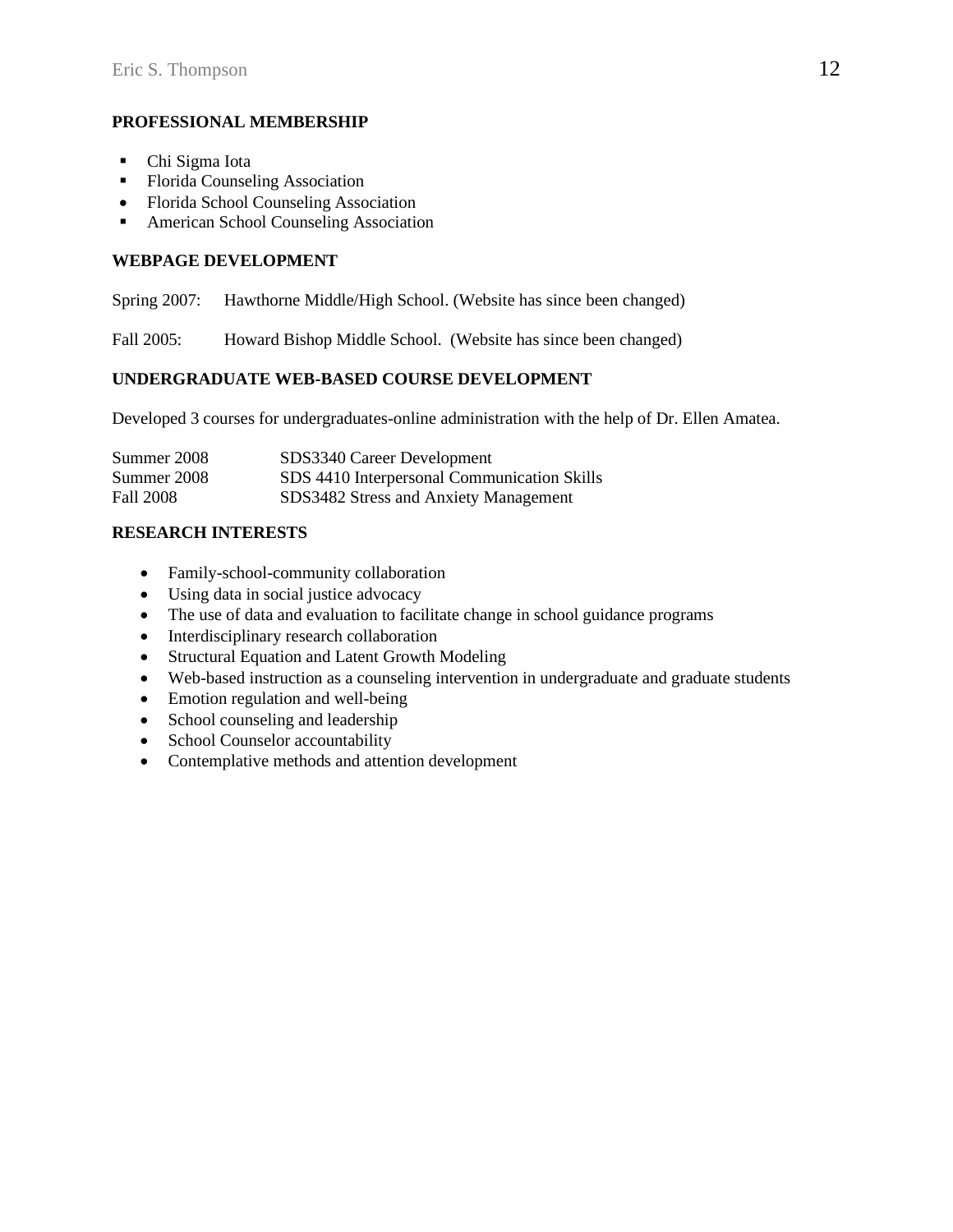**PROFESSIONAL MEMBERSHIP**

- Chi Sigma Iota
- Florida Counseling Association
- Florida School Counseling Association
- American School Counseling Association

**WEBPAGE DEVELOPMENT**

Spring 2007: Hawthorne Middle/High School. (Website has since been changed)

Fall 2005: Howard Bishop Middle School. (Website has since been changed)

**UNDERGRADUATE WEB-BASED COURSE DEVELOPMENT**

Developed 3 courses for undergraduates-online administration with the help of Dr. Ellen Amatea.

| | |
|---|---|
| Summer 2008 | SDS3340 Career Development |
| Summer 2008 | SDS 4410 Interpersonal Communication Skills |
| Fall 2008 | SDS3482 Stress and Anxiety Management |

**RESEARCH INTERESTS**

- Family-school-community collaboration
- Using data in social justice advocacy
- The use of data and evaluation to facilitate change in school guidance programs
- Interdisciplinary research collaboration
- Structural Equation and Latent Growth Modeling
- Web-based instruction as a counseling intervention in undergraduate and graduate students
- Emotion regulation and well-being
- School counseling and leadership
- School Counselor accountability
- Contemplative methods and attention development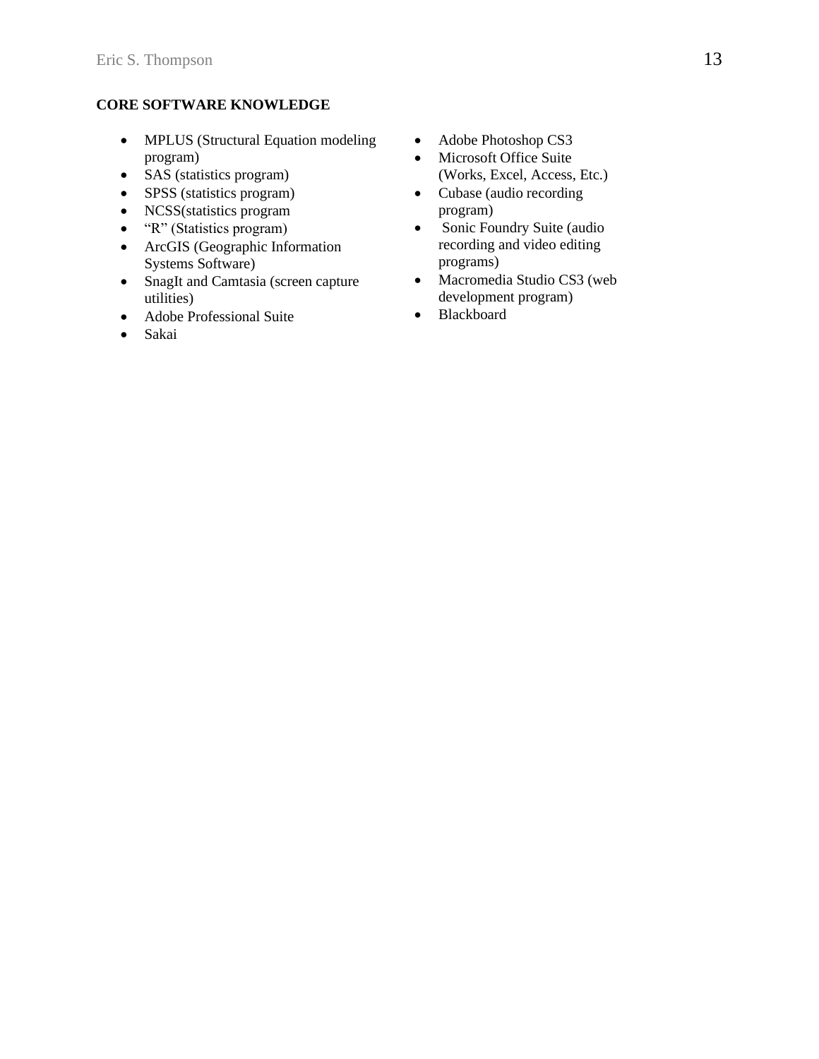**CORE SOFTWARE KNOWLEDGE**

- MPLUS (Structural Equation modeling program)
- SAS (statistics program)
- SPSS (statistics program)
- NCSS(statistics program
- “R” (Statistics program)
- ArcGIS (Geographic Information Systems Software)
- SnagIt and Camtasia (screen capture utilities)
- Adobe Professional Suite
- Sakai
- Adobe Photoshop CS3
- Microsoft Office Suite (Works, Excel, Access, Etc.)
- Cubase (audio recording program)
- Sonic Foundry Suite (audio recording and video editing programs)
- Macromedia Studio CS3 (web development program)
- Blackboard